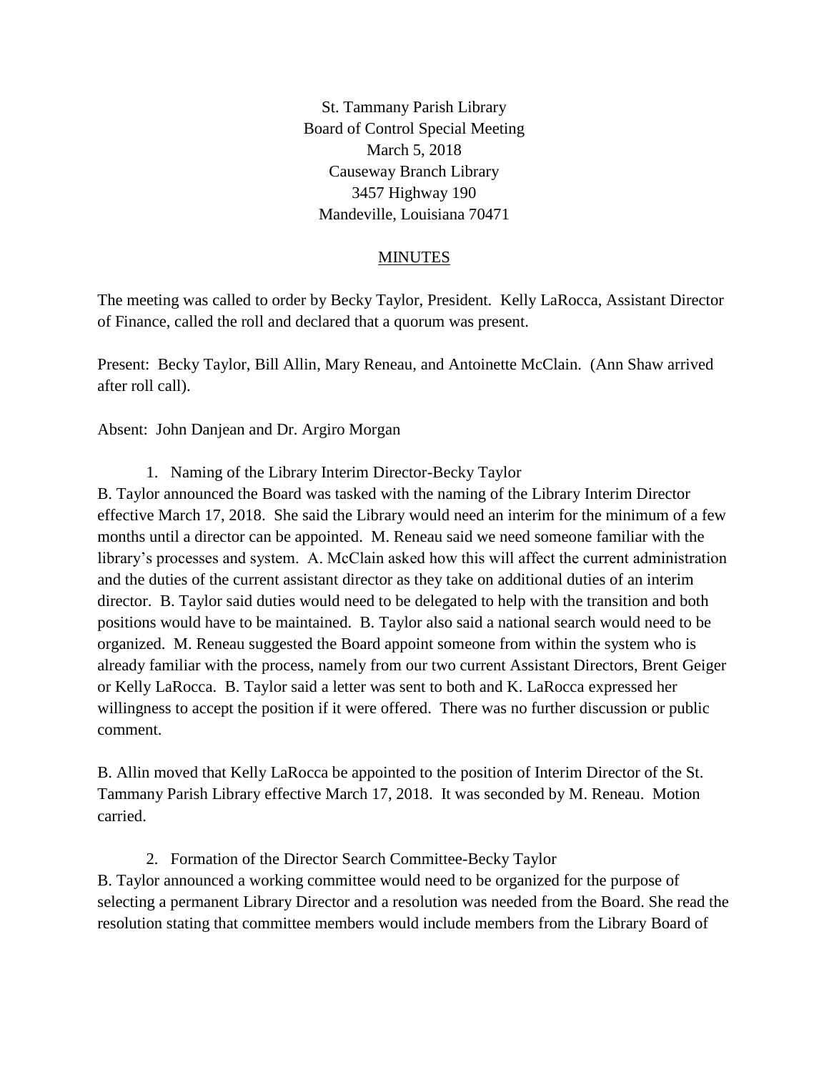St. Tammany Parish Library
Board of Control Special Meeting
March 5, 2018
Causeway Branch Library
3457 Highway 190
Mandeville, Louisiana 70471

## MINUTES

The meeting was called to order by Becky Taylor, President. Kelly LaRocca, Assistant Director of Finance, called the roll and declared that a quorum was present.

Present: Becky Taylor, Bill Allin, Mary Reneau, and Antoinette McClain. (Ann Shaw arrived after roll call).

Absent: John Danjean and Dr. Argiro Morgan

1. Naming of the Library Interim Director-Becky Taylor

B. Taylor announced the Board was tasked with the naming of the Library Interim Director effective March 17, 2018. She said the Library would need an interim for the minimum of a few months until a director can be appointed. M. Reneau said we need someone familiar with the library's processes and system. A. McClain asked how this will affect the current administration and the duties of the current assistant director as they take on additional duties of an interim director. B. Taylor said duties would need to be delegated to help with the transition and both positions would have to be maintained. B. Taylor also said a national search would need to be organized. M. Reneau suggested the Board appoint someone from within the system who is already familiar with the process, namely from our two current Assistant Directors, Brent Geiger or Kelly LaRocca. B. Taylor said a letter was sent to both and K. LaRocca expressed her willingness to accept the position if it were offered. There was no further discussion or public comment.

B. Allin moved that Kelly LaRocca be appointed to the position of Interim Director of the St. Tammany Parish Library effective March 17, 2018. It was seconded by M. Reneau. Motion carried.

2. Formation of the Director Search Committee-Becky Taylor

B. Taylor announced a working committee would need to be organized for the purpose of selecting a permanent Library Director and a resolution was needed from the Board. She read the resolution stating that committee members would include members from the Library Board of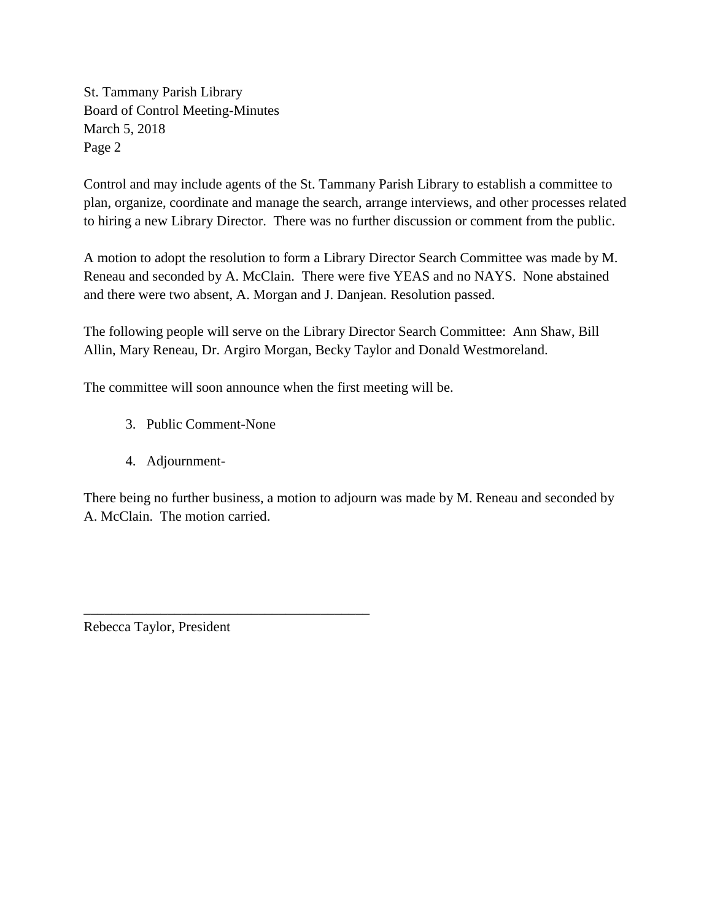Control and may include agents of the St. Tammany Parish Library to establish a committee to plan, organize, coordinate and manage the search, arrange interviews, and other processes related to hiring a new Library Director. There was no further discussion or comment from the public.

A motion to adopt the resolution to form a Library Director Search Committee was made by M. Reneau and seconded by A. McClain. There were five YEAS and no NAYS. None abstained and there were two absent, A. Morgan and J. Danjean. Resolution passed.

The following people will serve on the Library Director Search Committee: Ann Shaw, Bill Allin, Mary Reneau, Dr. Argiro Morgan, Becky Taylor and Donald Westmoreland.

The committee will soon announce when the first meeting will be.

3. Public Comment-None

4. Adjournment-

There being no further business, a motion to adjourn was made by M. Reneau and seconded by A. McClain. The motion carried.

\_\_\_\_\_\_\_\_\_\_\_\_\_\_\_\_\_\_\_\_\_\_\_\_\_\_\_\_\_\_\_\_\_\_\_\_\_\_\_\_\_

Rebecca Taylor, President